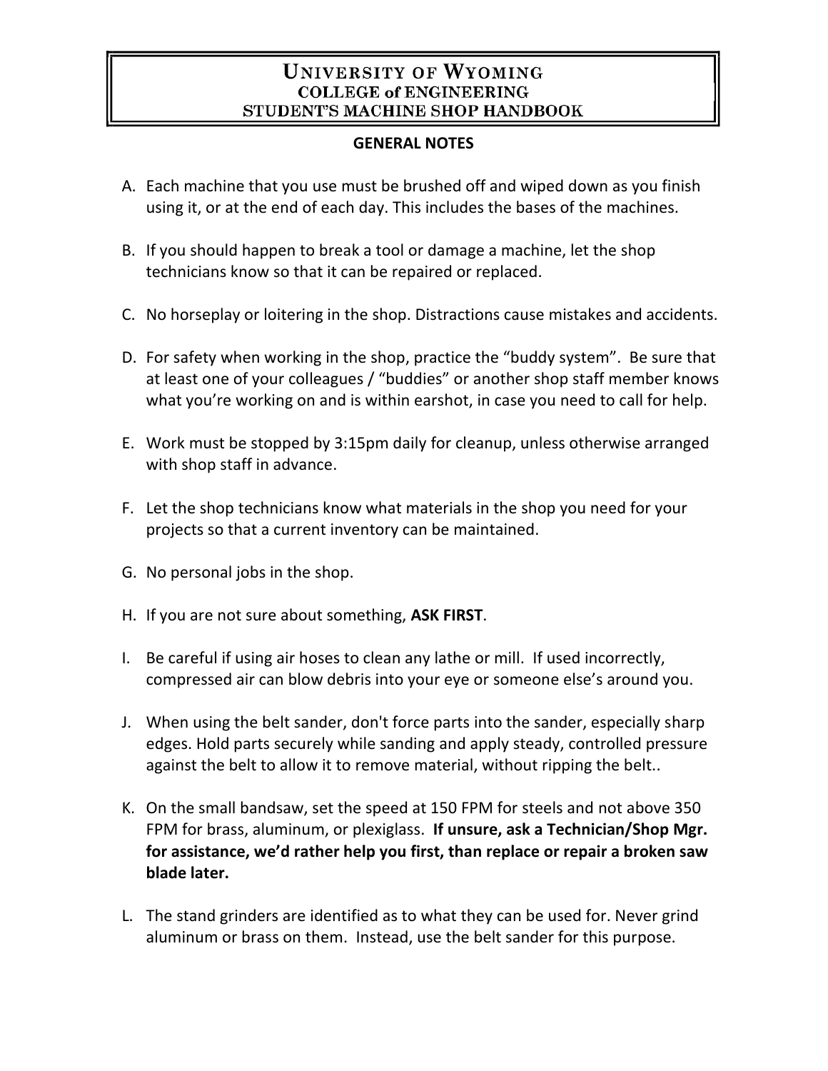# UNIVERSITY OF WYOMING
## COLLEGE of ENGINEERING
## STUDENT'S MACHINE SHOP HANDBOOK

### GENERAL NOTES

A. Each machine that you use must be brushed off and wiped down as you finish using it, or at the end of each day. This includes the bases of the machines.

B. If you should happen to break a tool or damage a machine, let the shop technicians know so that it can be repaired or replaced.

C. No horseplay or loitering in the shop. Distractions cause mistakes and accidents.

D. For safety when working in the shop, practice the "buddy system". Be sure that at least one of your colleagues / "buddies" or another shop staff member knows what you're working on and is within earshot, in case you need to call for help.

E. Work must be stopped by 3:15pm daily for cleanup, unless otherwise arranged with shop staff in advance.

F. Let the shop technicians know what materials in the shop you need for your projects so that a current inventory can be maintained.

G. No personal jobs in the shop.

H. If you are not sure about something, **ASK FIRST**.

I. Be careful if using air hoses to clean any lathe or mill. If used incorrectly, compressed air can blow debris into your eye or someone else's around you.

J. When using the belt sander, don't force parts into the sander, especially sharp edges. Hold parts securely while sanding and apply steady, controlled pressure against the belt to allow it to remove material, without ripping the belt..

K. On the small bandsaw, set the speed at 150 FPM for steels and not above 350 FPM for brass, aluminum, or plexiglass. **If unsure, ask a Technician/Shop Mgr. for assistance, we'd rather help you first, than replace or repair a broken saw blade later.**

L. The stand grinders are identified as to what they can be used for. Never grind aluminum or brass on them. Instead, use the belt sander for this purpose.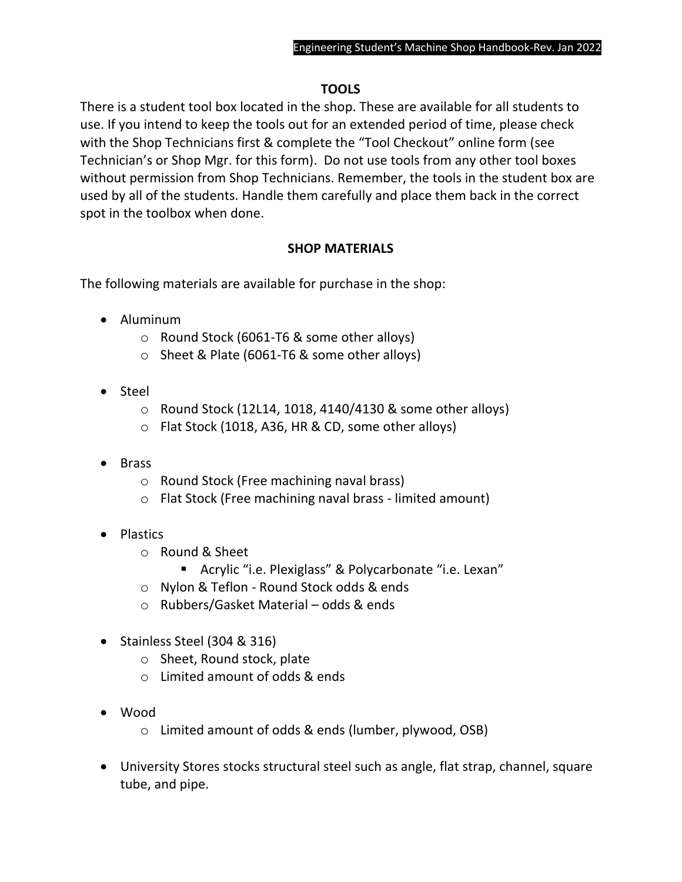## TOOLS

There is a student tool box located in the shop. These are available for all students to use. If you intend to keep the tools out for an extended period of time, please check with the Shop Technicians first & complete the "Tool Checkout" online form (see Technician's or Shop Mgr. for this form). Do not use tools from any other tool boxes without permission from Shop Technicians. Remember, the tools in the student box are used by all of the students. Handle them carefully and place them back in the correct spot in the toolbox when done.

## SHOP MATERIALS

The following materials are available for purchase in the shop:

- Aluminum
  - Round Stock (6061-T6 & some other alloys)
  - Sheet & Plate (6061-T6 & some other alloys)
- Steel
  - Round Stock (12L14, 1018, 4140/4130 & some other alloys)
  - Flat Stock (1018, A36, HR & CD, some other alloys)
- Brass
  - Round Stock (Free machining naval brass)
  - Flat Stock (Free machining naval brass - limited amount)
- Plastics
  - Round & Sheet
    - Acrylic "i.e. Plexiglass" & Polycarbonate "i.e. Lexan"
  - Nylon & Teflon - Round Stock odds & ends
  - Rubbers/Gasket Material – odds & ends
- Stainless Steel (304 & 316)
  - Sheet, Round stock, plate
  - Limited amount of odds & ends
- Wood
  - Limited amount of odds & ends (lumber, plywood, OSB)
- University Stores stocks structural steel such as angle, flat strap, channel, square tube, and pipe.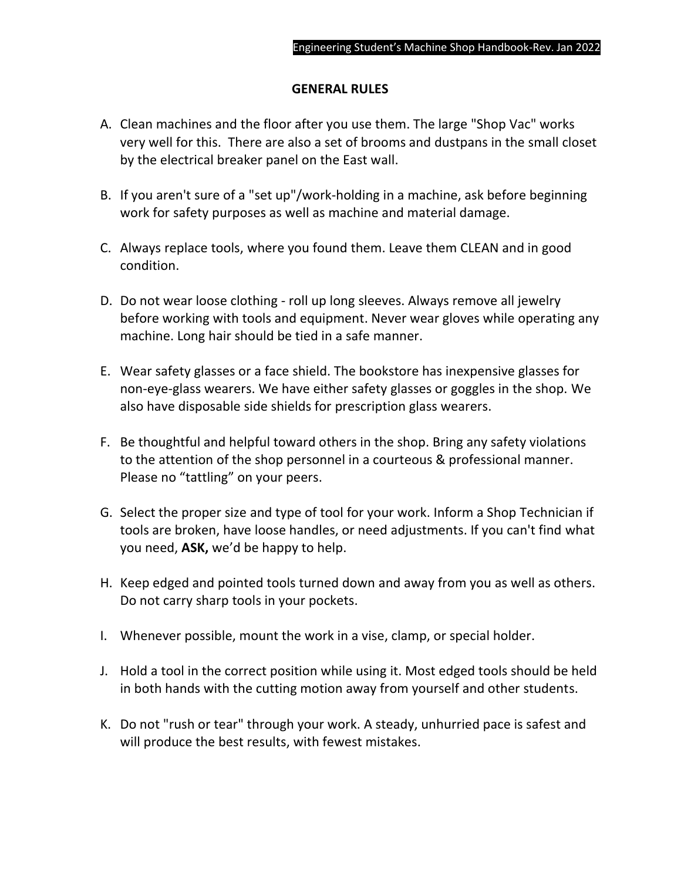## GENERAL RULES

A. Clean machines and the floor after you use them. The large "Shop Vac" works very well for this. There are also a set of brooms and dustpans in the small closet by the electrical breaker panel on the East wall.

B. If you aren't sure of a "set up"/work-holding in a machine, ask before beginning work for safety purposes as well as machine and material damage.

C. Always replace tools, where you found them. Leave them CLEAN and in good condition.

D. Do not wear loose clothing - roll up long sleeves. Always remove all jewelry before working with tools and equipment. Never wear gloves while operating any machine. Long hair should be tied in a safe manner.

E. Wear safety glasses or a face shield. The bookstore has inexpensive glasses for non-eye-glass wearers. We have either safety glasses or goggles in the shop. We also have disposable side shields for prescription glass wearers.

F. Be thoughtful and helpful toward others in the shop. Bring any safety violations to the attention of the shop personnel in a courteous & professional manner. Please no "tattling" on your peers.

G. Select the proper size and type of tool for your work. Inform a Shop Technician if tools are broken, have loose handles, or need adjustments. If you can't find what you need, **ASK,** we'd be happy to help.

H. Keep edged and pointed tools turned down and away from you as well as others. Do not carry sharp tools in your pockets.

I. Whenever possible, mount the work in a vise, clamp, or special holder.

J. Hold a tool in the correct position while using it. Most edged tools should be held in both hands with the cutting motion away from yourself and other students.

K. Do not "rush or tear" through your work. A steady, unhurried pace is safest and will produce the best results, with fewest mistakes.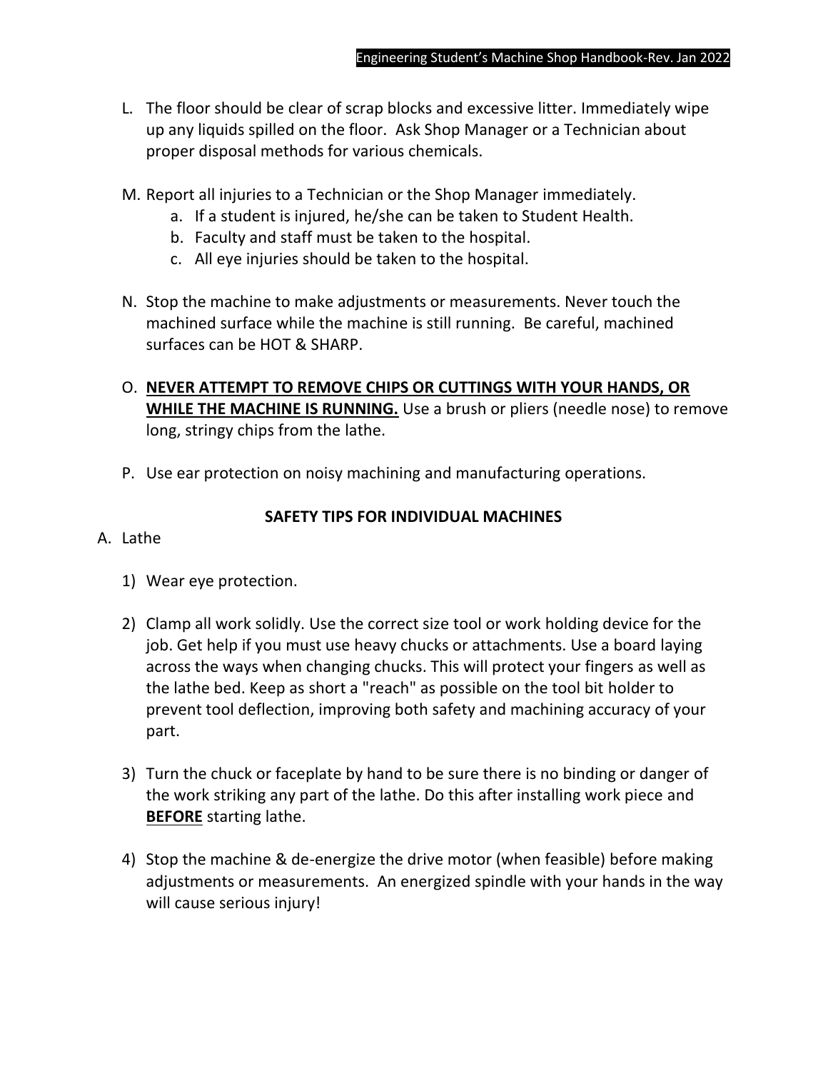L. The floor should be clear of scrap blocks and excessive litter. Immediately wipe up any liquids spilled on the floor. Ask Shop Manager or a Technician about proper disposal methods for various chemicals.

M. Report all injuries to a Technician or the Shop Manager immediately.
   a. If a student is injured, he/she can be taken to Student Health.
   b. Faculty and staff must be taken to the hospital.
   c. All eye injuries should be taken to the hospital.

N. Stop the machine to make adjustments or measurements. Never touch the machined surface while the machine is still running. Be careful, machined surfaces can be HOT & SHARP.

O. <u>**NEVER ATTEMPT TO REMOVE CHIPS OR CUTTINGS WITH YOUR HANDS, OR WHILE THE MACHINE IS RUNNING.**</u> Use a brush or pliers (needle nose) to remove long, stringy chips from the lathe.

P. Use ear protection on noisy machining and manufacturing operations.

## SAFETY TIPS FOR INDIVIDUAL MACHINES

A. Lathe

1) Wear eye protection.

2) Clamp all work solidly. Use the correct size tool or work holding device for the job. Get help if you must use heavy chucks or attachments. Use a board laying across the ways when changing chucks. This will protect your fingers as well as the lathe bed. Keep as short a "reach" as possible on the tool bit holder to prevent tool deflection, improving both safety and machining accuracy of your part.

3) Turn the chuck or faceplate by hand to be sure there is no binding or danger of the work striking any part of the lathe. Do this after installing work piece and <u>**BEFORE**</u> starting lathe.

4) Stop the machine & de-energize the drive motor (when feasible) before making adjustments or measurements. An energized spindle with your hands in the way will cause serious injury!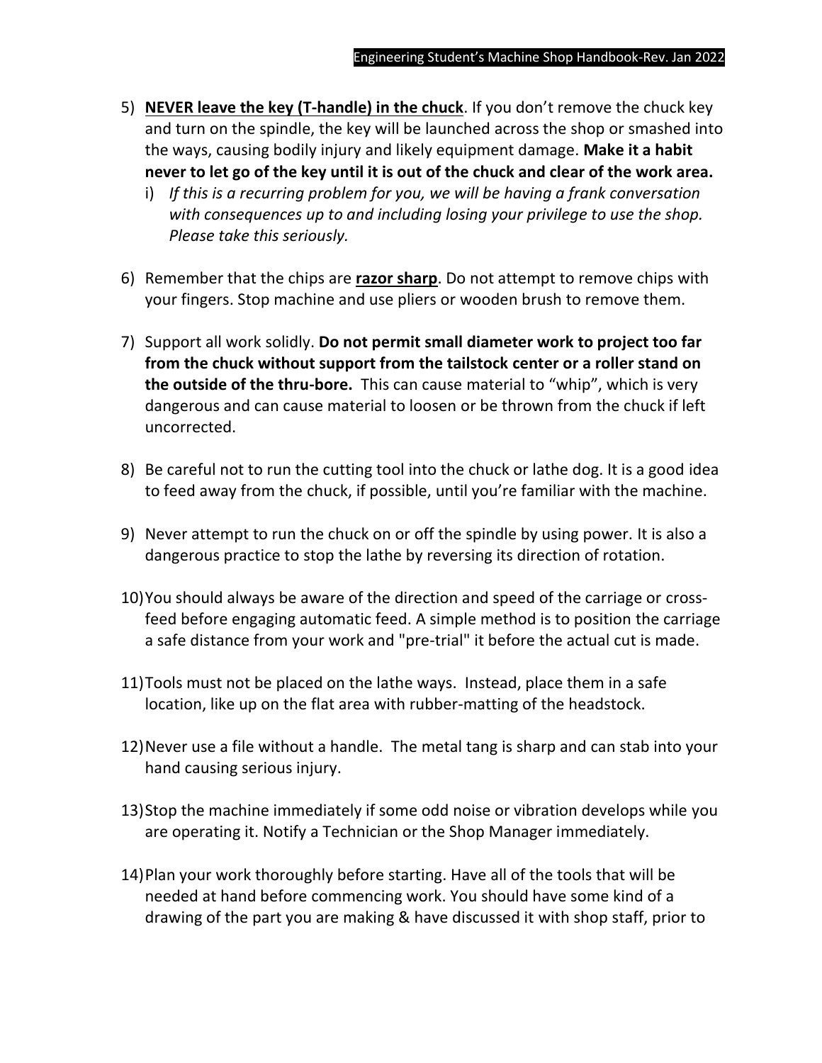5) **<u>NEVER leave the key (T-handle) in the chuck</u>**. If you don't remove the chuck key and turn on the spindle, the key will be launched across the shop or smashed into the ways, causing bodily injury and likely equipment damage. **Make it a habit never to let go of the key until it is out of the chuck and clear of the work area.**
   i) *If this is a recurring problem for you, we will be having a frank conversation with consequences up to and including losing your privilege to use the shop. Please take this seriously.*

6) Remember that the chips are **<u>razor sharp</u>**. Do not attempt to remove chips with your fingers. Stop machine and use pliers or wooden brush to remove them.

7) Support all work solidly. **Do not permit small diameter work to project too far from the chuck without support from the tailstock center or a roller stand on the outside of the thru-bore.** This can cause material to "whip", which is very dangerous and can cause material to loosen or be thrown from the chuck if left uncorrected.

8) Be careful not to run the cutting tool into the chuck or lathe dog. It is a good idea to feed away from the chuck, if possible, until you're familiar with the machine.

9) Never attempt to run the chuck on or off the spindle by using power. It is also a dangerous practice to stop the lathe by reversing its direction of rotation.

10) You should always be aware of the direction and speed of the carriage or cross-feed before engaging automatic feed. A simple method is to position the carriage a safe distance from your work and "pre-trial" it before the actual cut is made.

11) Tools must not be placed on the lathe ways. Instead, place them in a safe location, like up on the flat area with rubber-matting of the headstock.

12) Never use a file without a handle. The metal tang is sharp and can stab into your hand causing serious injury.

13) Stop the machine immediately if some odd noise or vibration develops while you are operating it. Notify a Technician or the Shop Manager immediately.

14) Plan your work thoroughly before starting. Have all of the tools that will be needed at hand before commencing work. You should have some kind of a drawing of the part you are making & have discussed it with shop staff, prior to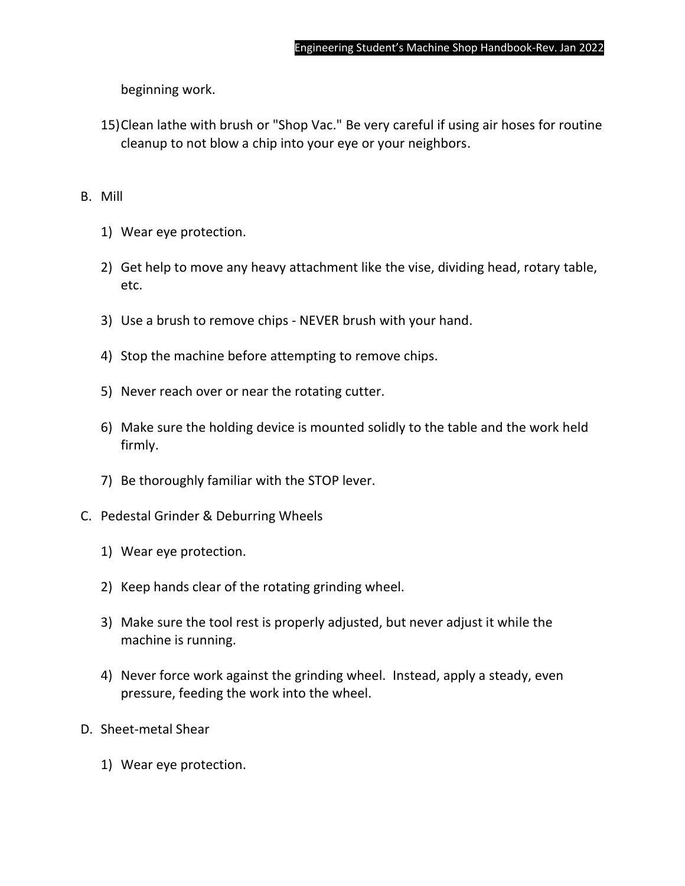beginning work.

15) Clean lathe with brush or "Shop Vac." Be very careful if using air hoses for routine cleanup to not blow a chip into your eye or your neighbors.

B. Mill

1) Wear eye protection.

2) Get help to move any heavy attachment like the vise, dividing head, rotary table, etc.

3) Use a brush to remove chips - NEVER brush with your hand.

4) Stop the machine before attempting to remove chips.

5) Never reach over or near the rotating cutter.

6) Make sure the holding device is mounted solidly to the table and the work held firmly.

7) Be thoroughly familiar with the STOP lever.

C. Pedestal Grinder & Deburring Wheels

1) Wear eye protection.

2) Keep hands clear of the rotating grinding wheel.

3) Make sure the tool rest is properly adjusted, but never adjust it while the machine is running.

4) Never force work against the grinding wheel. Instead, apply a steady, even pressure, feeding the work into the wheel.

D. Sheet-metal Shear

1) Wear eye protection.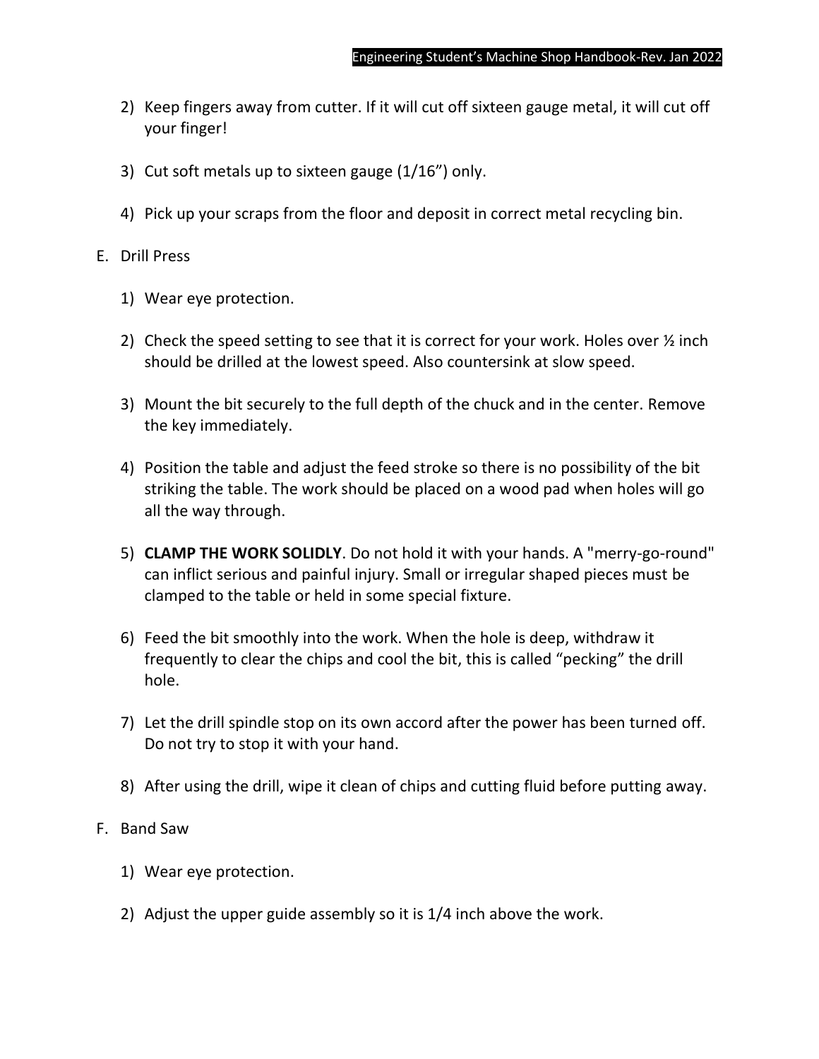2) Keep fingers away from cutter. If it will cut off sixteen gauge metal, it will cut off your finger!

3) Cut soft metals up to sixteen gauge (1/16”) only.

4) Pick up your scraps from the floor and deposit in correct metal recycling bin.

E. Drill Press

1) Wear eye protection.

2) Check the speed setting to see that it is correct for your work. Holes over ½ inch should be drilled at the lowest speed. Also countersink at slow speed.

3) Mount the bit securely to the full depth of the chuck and in the center. Remove the key immediately.

4) Position the table and adjust the feed stroke so there is no possibility of the bit striking the table. The work should be placed on a wood pad when holes will go all the way through.

5) **CLAMP THE WORK SOLIDLY**. Do not hold it with your hands. A "merry-go-round" can inflict serious and painful injury. Small or irregular shaped pieces must be clamped to the table or held in some special fixture.

6) Feed the bit smoothly into the work. When the hole is deep, withdraw it frequently to clear the chips and cool the bit, this is called “pecking” the drill hole.

7) Let the drill spindle stop on its own accord after the power has been turned off. Do not try to stop it with your hand.

8) After using the drill, wipe it clean of chips and cutting fluid before putting away.

F. Band Saw

1) Wear eye protection.

2) Adjust the upper guide assembly so it is 1/4 inch above the work.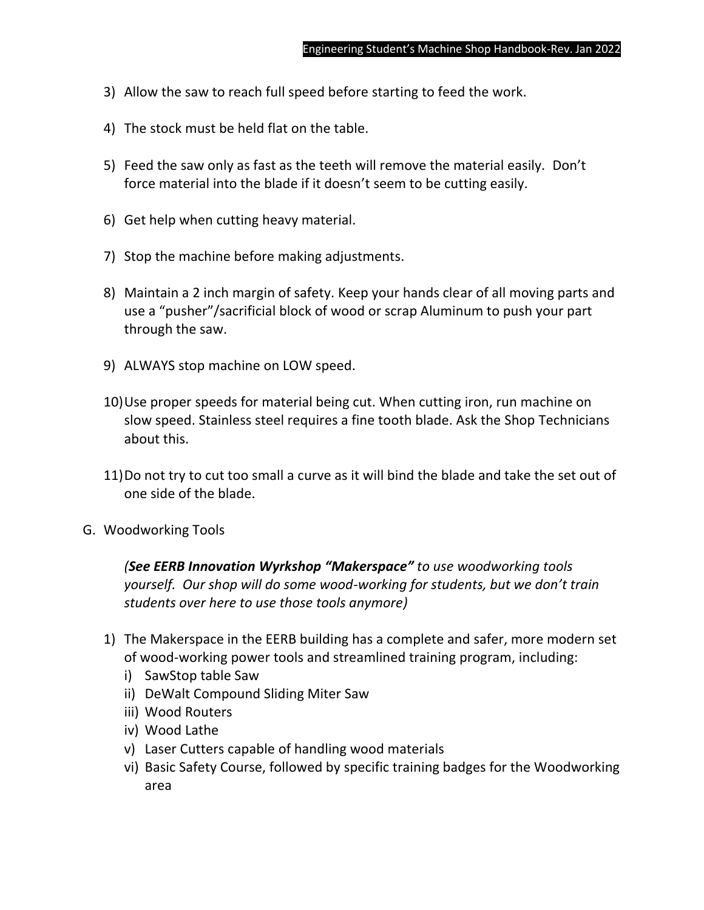3) Allow the saw to reach full speed before starting to feed the work.

4) The stock must be held flat on the table.

5) Feed the saw only as fast as the teeth will remove the material easily. Don't force material into the blade if it doesn't seem to be cutting easily.

6) Get help when cutting heavy material.

7) Stop the machine before making adjustments.

8) Maintain a 2 inch margin of safety. Keep your hands clear of all moving parts and use a "pusher"/sacrificial block of wood or scrap Aluminum to push your part through the saw.

9) ALWAYS stop machine on LOW speed.

10) Use proper speeds for material being cut. When cutting iron, run machine on slow speed. Stainless steel requires a fine tooth blade. Ask the Shop Technicians about this.

11) Do not try to cut too small a curve as it will bind the blade and take the set out of one side of the blade.

G. Woodworking Tools

*(**See EERB Innovation Wyrkshop "Makerspace"** to use woodworking tools yourself. Our shop will do some wood-working for students, but we don't train students over here to use those tools anymore)*

1) The Makerspace in the EERB building has a complete and safer, more modern set of wood-working power tools and streamlined training program, including:
   - i) SawStop table Saw
   - ii) DeWalt Compound Sliding Miter Saw
   - iii) Wood Routers
   - iv) Wood Lathe
   - v) Laser Cutters capable of handling wood materials
   - vi) Basic Safety Course, followed by specific training badges for the Woodworking area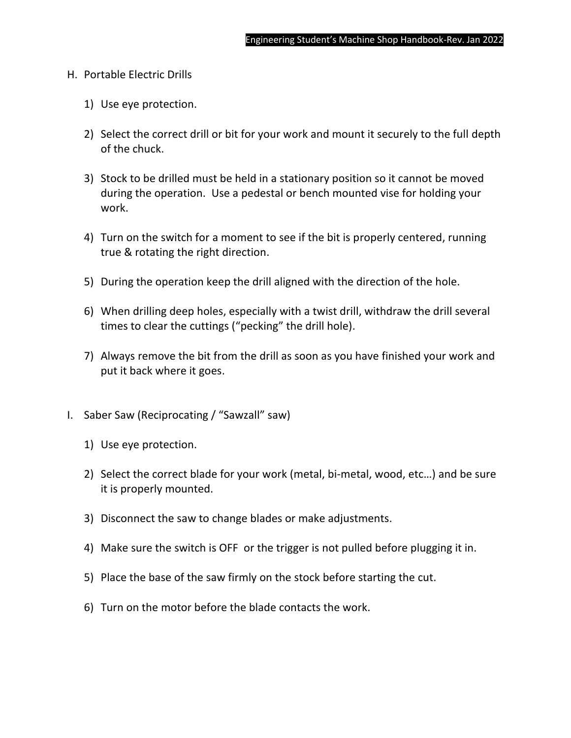## H. Portable Electric Drills

1) Use eye protection.

2) Select the correct drill or bit for your work and mount it securely to the full depth of the chuck.

3) Stock to be drilled must be held in a stationary position so it cannot be moved during the operation. Use a pedestal or bench mounted vise for holding your work.

4) Turn on the switch for a moment to see if the bit is properly centered, running true & rotating the right direction.

5) During the operation keep the drill aligned with the direction of the hole.

6) When drilling deep holes, especially with a twist drill, withdraw the drill several times to clear the cuttings ("pecking" the drill hole).

7) Always remove the bit from the drill as soon as you have finished your work and put it back where it goes.

## I. Saber Saw (Reciprocating / "Sawzall" saw)

1) Use eye protection.

2) Select the correct blade for your work (metal, bi-metal, wood, etc…) and be sure it is properly mounted.

3) Disconnect the saw to change blades or make adjustments.

4) Make sure the switch is OFF or the trigger is not pulled before plugging it in.

5) Place the base of the saw firmly on the stock before starting the cut.

6) Turn on the motor before the blade contacts the work.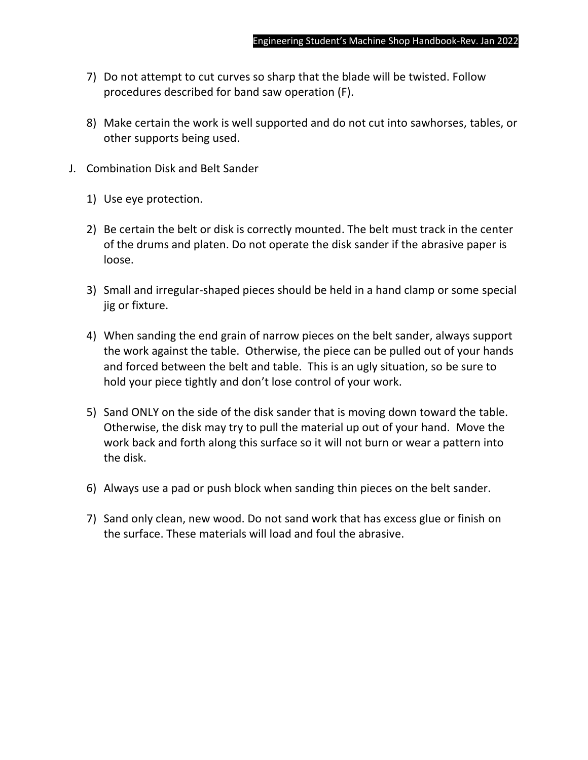7) Do not attempt to cut curves so sharp that the blade will be twisted. Follow procedures described for band saw operation (F).

8) Make certain the work is well supported and do not cut into sawhorses, tables, or other supports being used.

J. Combination Disk and Belt Sander

1) Use eye protection.

2) Be certain the belt or disk is correctly mounted. The belt must track in the center of the drums and platen. Do not operate the disk sander if the abrasive paper is loose.

3) Small and irregular-shaped pieces should be held in a hand clamp or some special jig or fixture.

4) When sanding the end grain of narrow pieces on the belt sander, always support the work against the table. Otherwise, the piece can be pulled out of your hands and forced between the belt and table. This is an ugly situation, so be sure to hold your piece tightly and don't lose control of your work.

5) Sand ONLY on the side of the disk sander that is moving down toward the table. Otherwise, the disk may try to pull the material up out of your hand. Move the work back and forth along this surface so it will not burn or wear a pattern into the disk.

6) Always use a pad or push block when sanding thin pieces on the belt sander.

7) Sand only clean, new wood. Do not sand work that has excess glue or finish on the surface. These materials will load and foul the abrasive.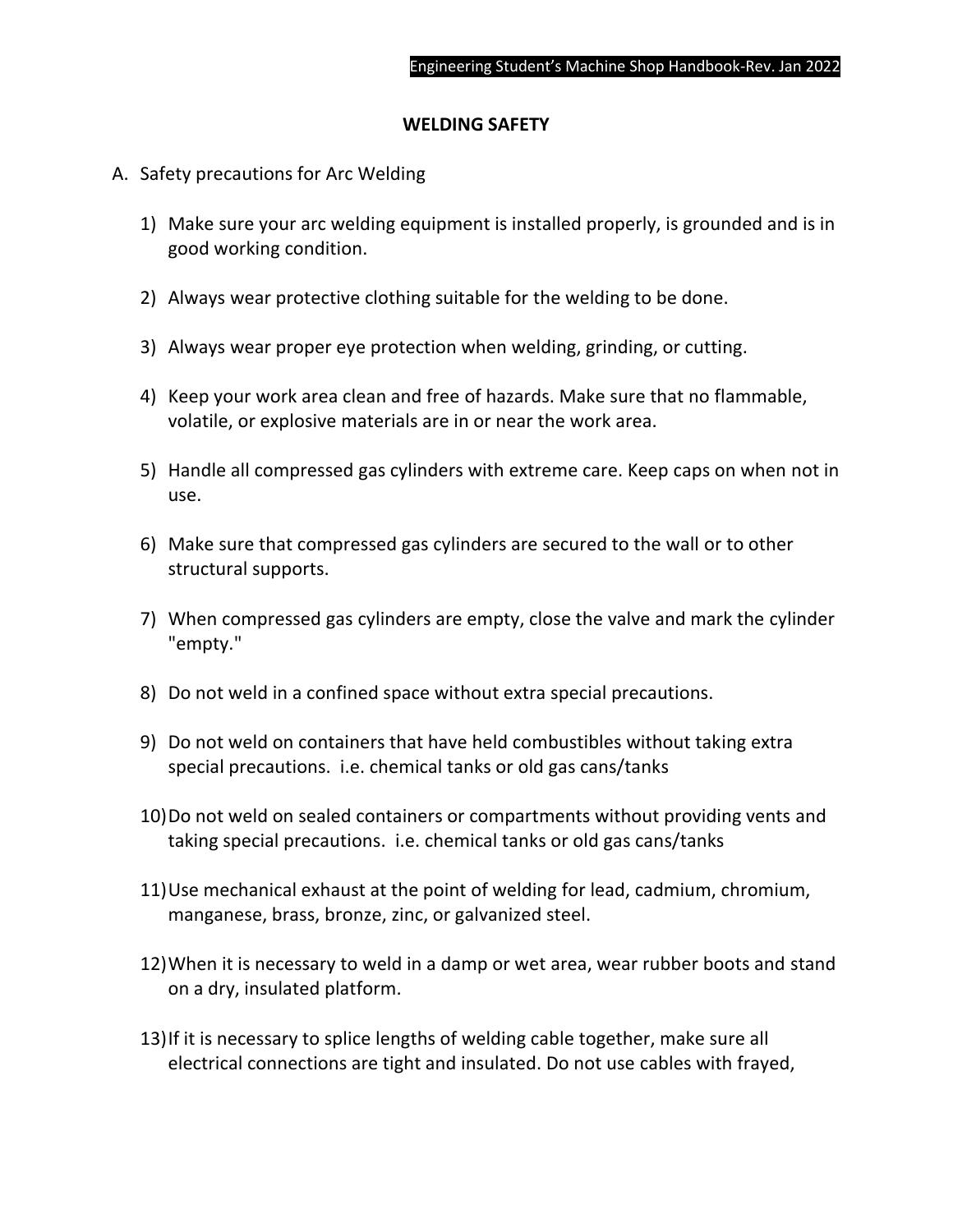## WELDING SAFETY

A. Safety precautions for Arc Welding

1) Make sure your arc welding equipment is installed properly, is grounded and is in good working condition.

2) Always wear protective clothing suitable for the welding to be done.

3) Always wear proper eye protection when welding, grinding, or cutting.

4) Keep your work area clean and free of hazards. Make sure that no flammable, volatile, or explosive materials are in or near the work area.

5) Handle all compressed gas cylinders with extreme care. Keep caps on when not in use.

6) Make sure that compressed gas cylinders are secured to the wall or to other structural supports.

7) When compressed gas cylinders are empty, close the valve and mark the cylinder "empty."

8) Do not weld in a confined space without extra special precautions.

9) Do not weld on containers that have held combustibles without taking extra special precautions. i.e. chemical tanks or old gas cans/tanks

10) Do not weld on sealed containers or compartments without providing vents and taking special precautions. i.e. chemical tanks or old gas cans/tanks

11) Use mechanical exhaust at the point of welding for lead, cadmium, chromium, manganese, brass, bronze, zinc, or galvanized steel.

12) When it is necessary to weld in a damp or wet area, wear rubber boots and stand on a dry, insulated platform.

13) If it is necessary to splice lengths of welding cable together, make sure all electrical connections are tight and insulated. Do not use cables with frayed,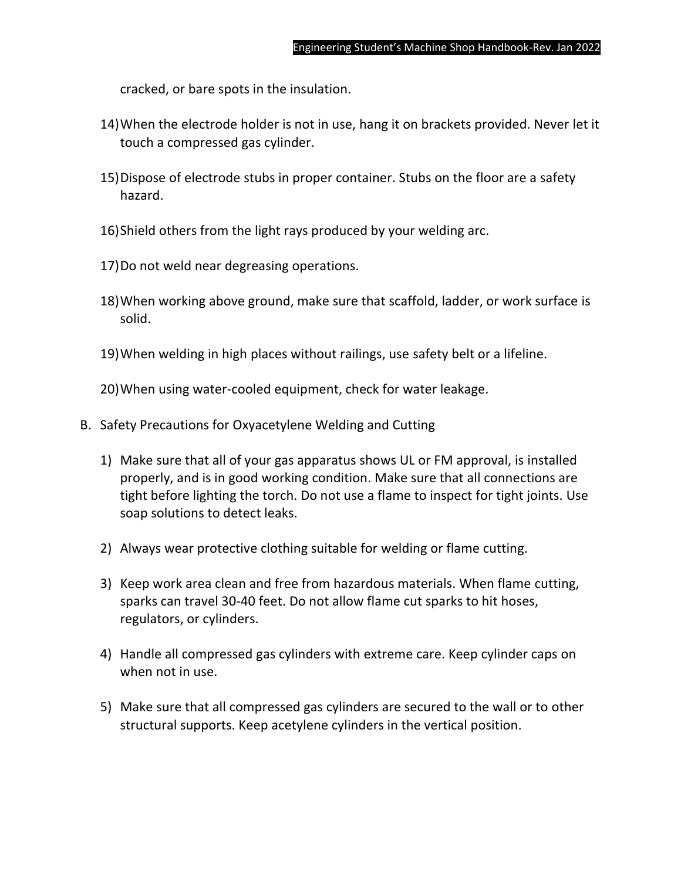cracked, or bare spots in the insulation.

14) When the electrode holder is not in use, hang it on brackets provided. Never let it touch a compressed gas cylinder.

15) Dispose of electrode stubs in proper container. Stubs on the floor are a safety hazard.

16) Shield others from the light rays produced by your welding arc.

17) Do not weld near degreasing operations.

18) When working above ground, make sure that scaffold, ladder, or work surface is solid.

19) When welding in high places without railings, use safety belt or a lifeline.

20) When using water-cooled equipment, check for water leakage.

B. Safety Precautions for Oxyacetylene Welding and Cutting

1) Make sure that all of your gas apparatus shows UL or FM approval, is installed properly, and is in good working condition. Make sure that all connections are tight before lighting the torch. Do not use a flame to inspect for tight joints. Use soap solutions to detect leaks.

2) Always wear protective clothing suitable for welding or flame cutting.

3) Keep work area clean and free from hazardous materials. When flame cutting, sparks can travel 30-40 feet. Do not allow flame cut sparks to hit hoses, regulators, or cylinders.

4) Handle all compressed gas cylinders with extreme care. Keep cylinder caps on when not in use.

5) Make sure that all compressed gas cylinders are secured to the wall or to other structural supports. Keep acetylene cylinders in the vertical position.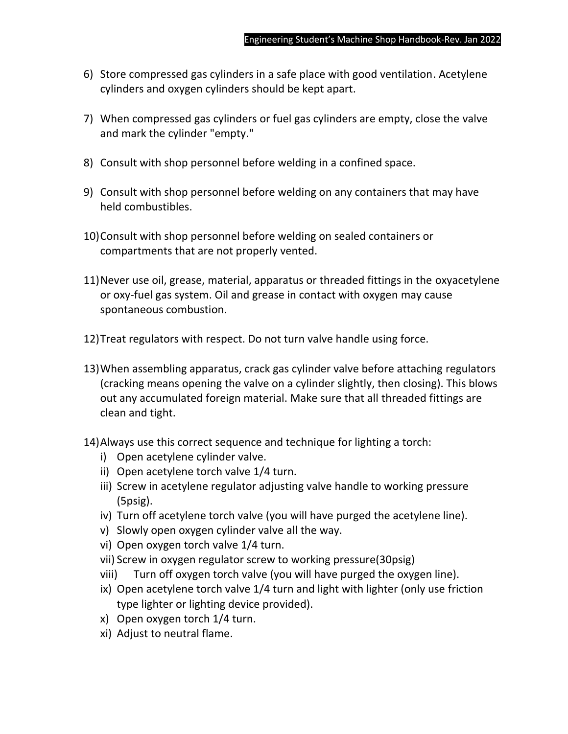6) Store compressed gas cylinders in a safe place with good ventilation. Acetylene cylinders and oxygen cylinders should be kept apart.

7) When compressed gas cylinders or fuel gas cylinders are empty, close the valve and mark the cylinder "empty."

8) Consult with shop personnel before welding in a confined space.

9) Consult with shop personnel before welding on any containers that may have held combustibles.

10) Consult with shop personnel before welding on sealed containers or compartments that are not properly vented.

11) Never use oil, grease, material, apparatus or threaded fittings in the oxyacetylene or oxy-fuel gas system. Oil and grease in contact with oxygen may cause spontaneous combustion.

12) Treat regulators with respect. Do not turn valve handle using force.

13) When assembling apparatus, crack gas cylinder valve before attaching regulators (cracking means opening the valve on a cylinder slightly, then closing). This blows out any accumulated foreign material. Make sure that all threaded fittings are clean and tight.

14) Always use this correct sequence and technique for lighting a torch:
    i) Open acetylene cylinder valve.
    ii) Open acetylene torch valve 1/4 turn.
    iii) Screw in acetylene regulator adjusting valve handle to working pressure (5psig).
    iv) Turn off acetylene torch valve (you will have purged the acetylene line).
    v) Slowly open oxygen cylinder valve all the way.
    vi) Open oxygen torch valve 1/4 turn.
    vii) Screw in oxygen regulator screw to working pressure(30psig)
    viii) Turn off oxygen torch valve (you will have purged the oxygen line).
    ix) Open acetylene torch valve 1/4 turn and light with lighter (only use friction type lighter or lighting device provided).
    x) Open oxygen torch 1/4 turn.
    xi) Adjust to neutral flame.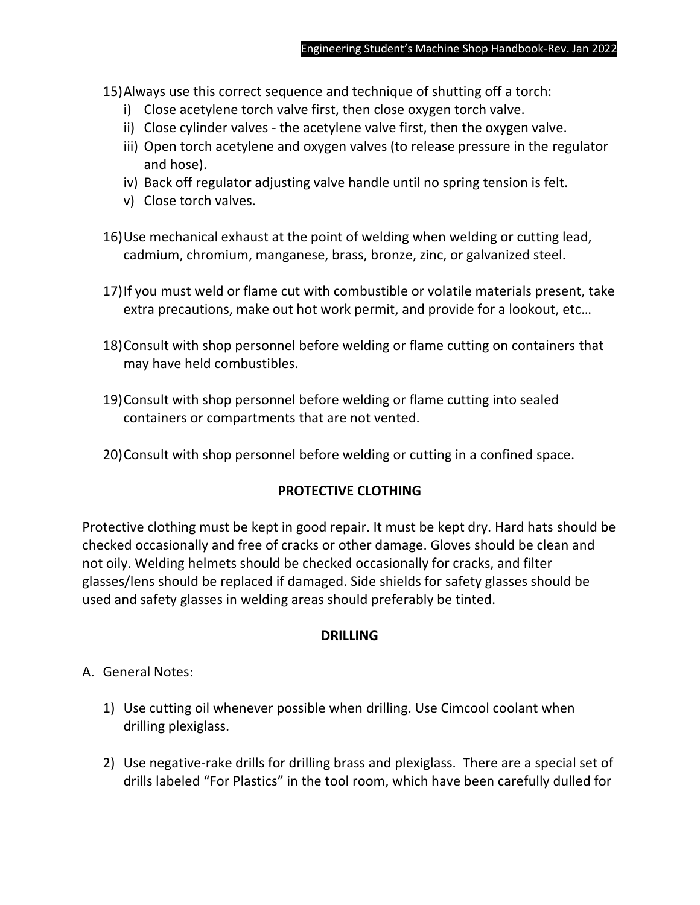15) Always use this correct sequence and technique of shutting off a torch:
    i) Close acetylene torch valve first, then close oxygen torch valve.
    ii) Close cylinder valves - the acetylene valve first, then the oxygen valve.
    iii) Open torch acetylene and oxygen valves (to release pressure in the regulator and hose).
    iv) Back off regulator adjusting valve handle until no spring tension is felt.
    v) Close torch valves.

16) Use mechanical exhaust at the point of welding when welding or cutting lead, cadmium, chromium, manganese, brass, bronze, zinc, or galvanized steel.

17) If you must weld or flame cut with combustible or volatile materials present, take extra precautions, make out hot work permit, and provide for a lookout, etc…

18) Consult with shop personnel before welding or flame cutting on containers that may have held combustibles.

19) Consult with shop personnel before welding or flame cutting into sealed containers or compartments that are not vented.

20) Consult with shop personnel before welding or cutting in a confined space.

## PROTECTIVE CLOTHING

Protective clothing must be kept in good repair. It must be kept dry. Hard hats should be checked occasionally and free of cracks or other damage. Gloves should be clean and not oily. Welding helmets should be checked occasionally for cracks, and filter glasses/lens should be replaced if damaged. Side shields for safety glasses should be used and safety glasses in welding areas should preferably be tinted.

## DRILLING

A. General Notes:

1) Use cutting oil whenever possible when drilling. Use Cimcool coolant when drilling plexiglass.

2) Use negative-rake drills for drilling brass and plexiglass. There are a special set of drills labeled "For Plastics" in the tool room, which have been carefully dulled for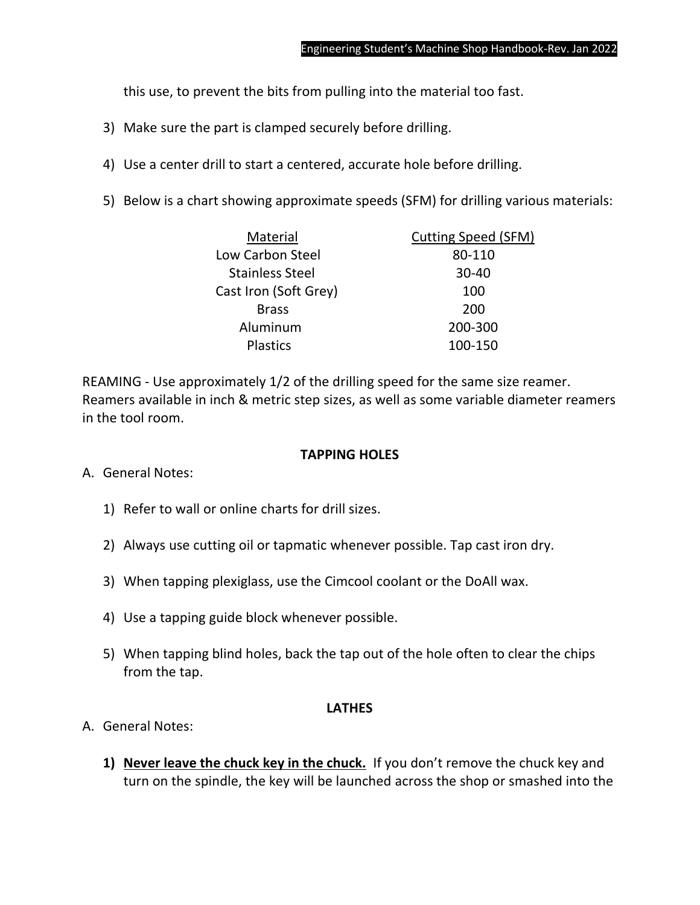this use, to prevent the bits from pulling into the material too fast.

3) Make sure the part is clamped securely before drilling.

4) Use a center drill to start a centered, accurate hole before drilling.

5) Below is a chart showing approximate speeds (SFM) for drilling various materials:

| Material | Cutting Speed (SFM) |
|---|---|
| Low Carbon Steel | 80-110 |
| Stainless Steel | 30-40 |
| Cast Iron (Soft Grey) | 100 |
| Brass | 200 |
| Aluminum | 200-300 |
| Plastics | 100-150 |

REAMING - Use approximately 1/2 of the drilling speed for the same size reamer. Reamers available in inch & metric step sizes, as well as some variable diameter reamers in the tool room.

## TAPPING HOLES

A. General Notes:

1) Refer to wall or online charts for drill sizes.

2) Always use cutting oil or tapmatic whenever possible. Tap cast iron dry.

3) When tapping plexiglass, use the Cimcool coolant or the DoAll wax.

4) Use a tapping guide block whenever possible.

5) When tapping blind holes, back the tap out of the hole often to clear the chips from the tap.

## LATHES

A. General Notes:

1) **Never leave the chuck key in the chuck.** If you don't remove the chuck key and turn on the spindle, the key will be launched across the shop or smashed into the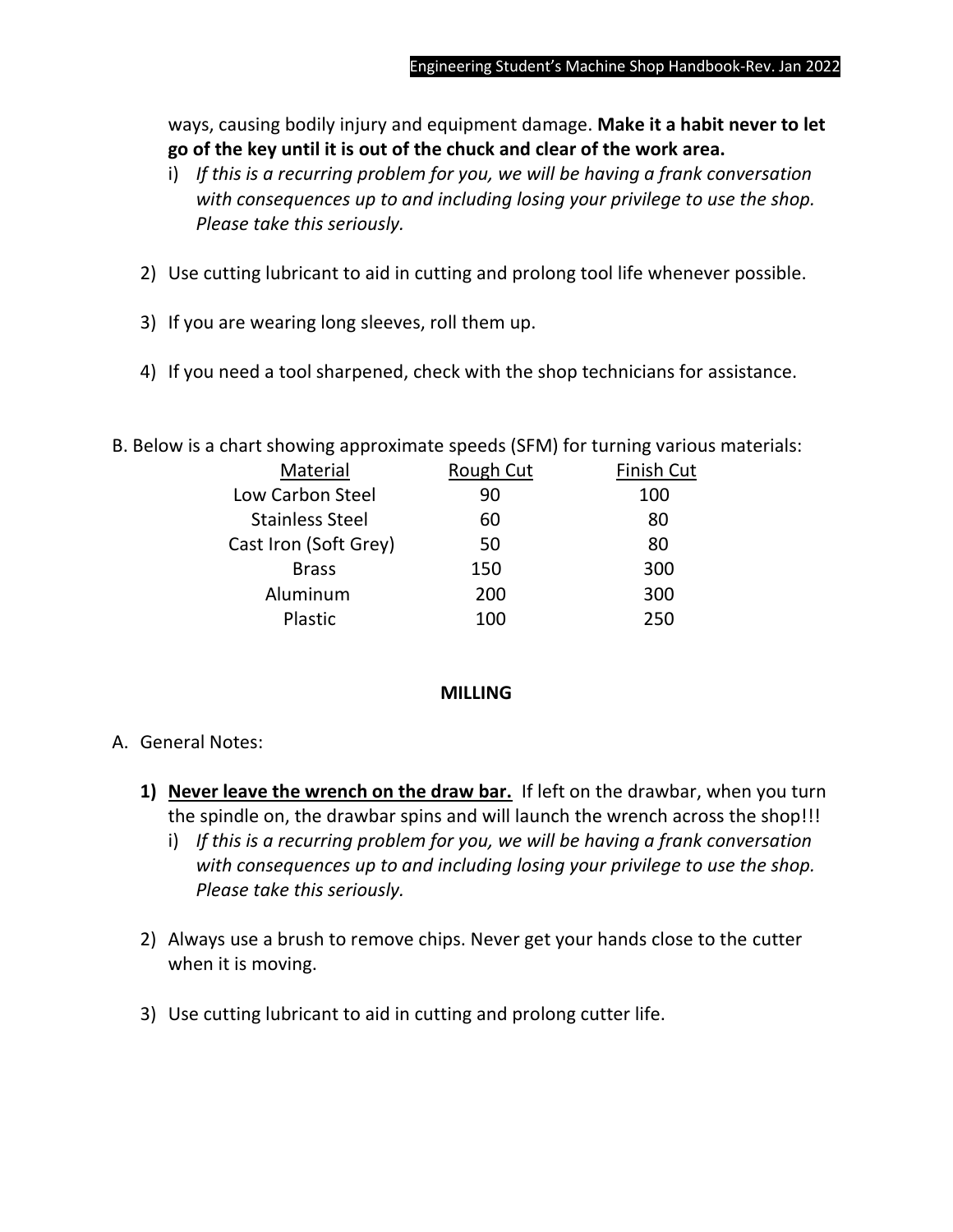ways, causing bodily injury and equipment damage. **Make it a habit never to let go of the key until it is out of the chuck and clear of the work area.**

   i) *If this is a recurring problem for you, we will be having a frank conversation with consequences up to and including losing your privilege to use the shop. Please take this seriously.*

2) Use cutting lubricant to aid in cutting and prolong tool life whenever possible.

3) If you are wearing long sleeves, roll them up.

4) If you need a tool sharpened, check with the shop technicians for assistance.

B. Below is a chart showing approximate speeds (SFM) for turning various materials:

| Material | Rough Cut | Finish Cut |
|---|---|---|
| Low Carbon Steel | 90 | 100 |
| Stainless Steel | 60 | 80 |
| Cast Iron (Soft Grey) | 50 | 80 |
| Brass | 150 | 300 |
| Aluminum | 200 | 300 |
| Plastic | 100 | 250 |

## MILLING

A. General Notes:

1) **Never leave the wrench on the draw bar.** If left on the drawbar, when you turn the spindle on, the drawbar spins and will launch the wrench across the shop!!!

   i) *If this is a recurring problem for you, we will be having a frank conversation with consequences up to and including losing your privilege to use the shop. Please take this seriously.*

2) Always use a brush to remove chips. Never get your hands close to the cutter when it is moving.

3) Use cutting lubricant to aid in cutting and prolong cutter life.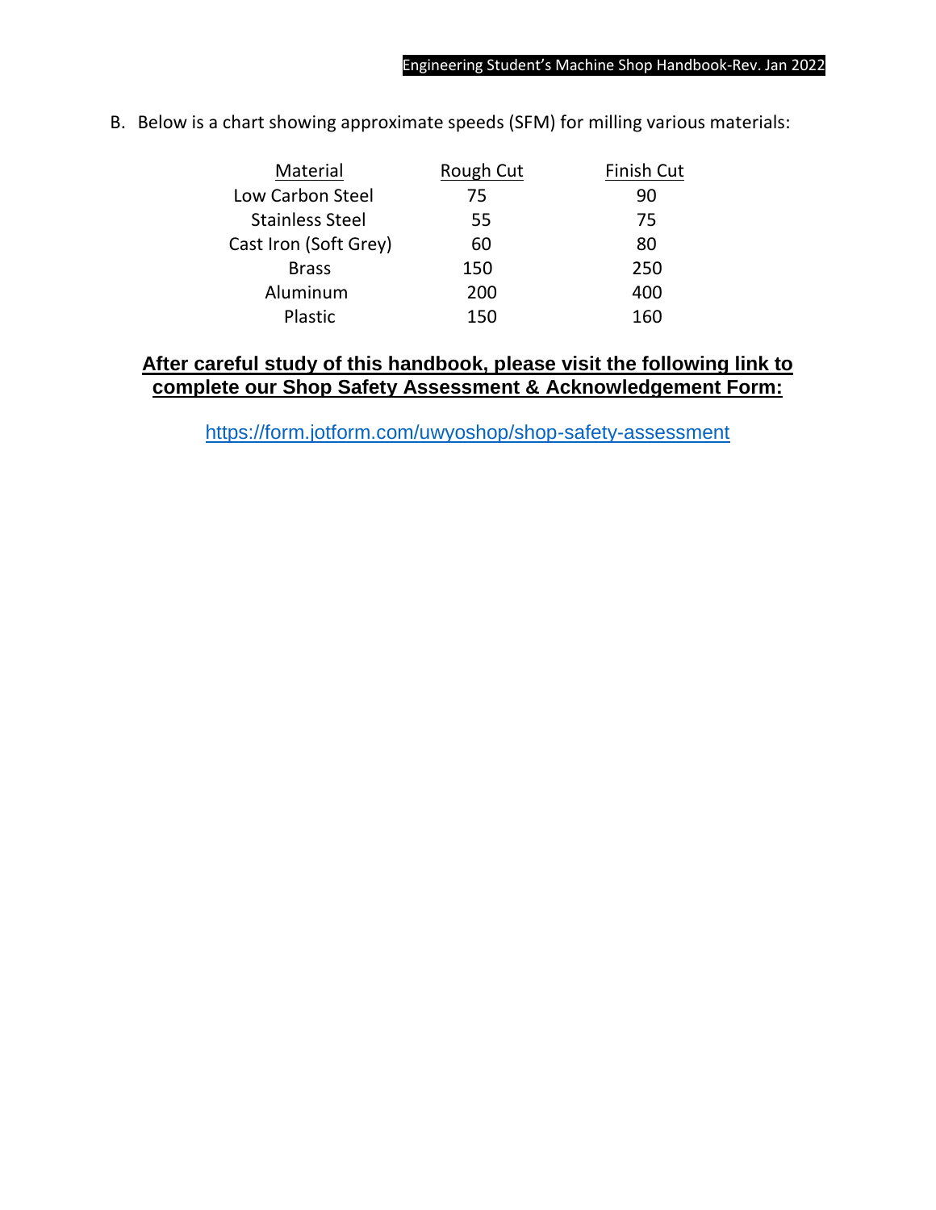B. Below is a chart showing approximate speeds (SFM) for milling various materials:

| Material | Rough Cut | Finish Cut |
|---|---|---|
| Low Carbon Steel | 75 | 90 |
| Stainless Steel | 55 | 75 |
| Cast Iron (Soft Grey) | 60 | 80 |
| Brass | 150 | 250 |
| Aluminum | 200 | 400 |
| Plastic | 150 | 160 |

**After careful study of this handbook, please visit the following link to complete our Shop Safety Assessment & Acknowledgement Form:**

https://form.jotform.com/uwyoshop/shop-safety-assessment